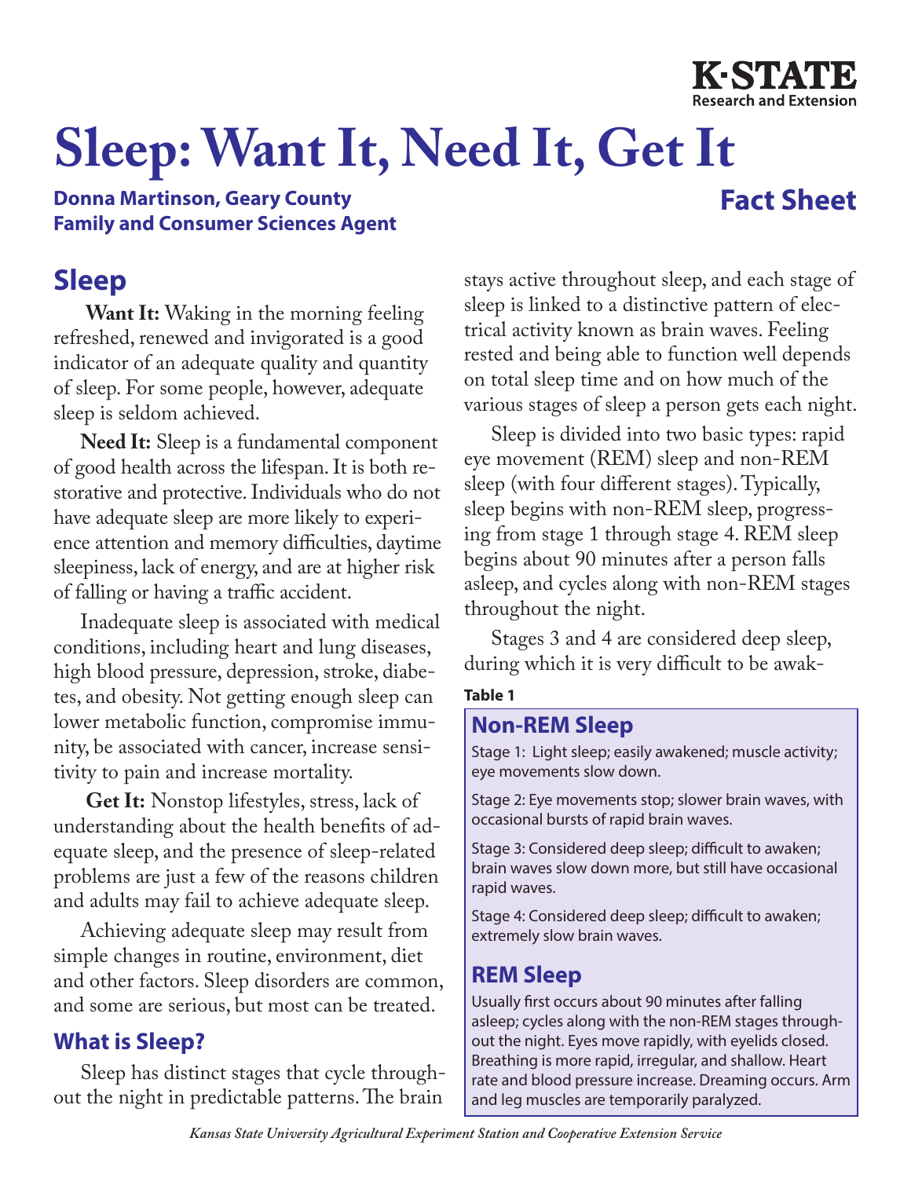K-STATE Research and Extension

# Sleep: Want It, Need It, Get It

**Donna Martinson, Geary County Family and Consumer Sciences Agent**

**Fact Sheet**

## Sleep

**Want It:** Waking in the morning feeling refreshed, renewed and invigorated is a good indicator of an adequate quality and quantity of sleep. For some people, however, adequate sleep is seldom achieved.

**Need It:** Sleep is a fundamental component of good health across the lifespan. It is both restorative and protective. Individuals who do not have adequate sleep are more likely to experience attention and memory difficulties, daytime sleepiness, lack of energy, and are at higher risk of falling or having a traffic accident.

Inadequate sleep is associated with medical conditions, including heart and lung diseases, high blood pressure, depression, stroke, diabetes, and obesity. Not getting enough sleep can lower metabolic function, compromise immunity, be associated with cancer, increase sensitivity to pain and increase mortality.

**Get It:** Nonstop lifestyles, stress, lack of understanding about the health benefits of adequate sleep, and the presence of sleep-related problems are just a few of the reasons children and adults may fail to achieve adequate sleep.

Achieving adequate sleep may result from simple changes in routine, environment, diet and other factors. Sleep disorders are common, and some are serious, but most can be treated.

### What is Sleep?

Sleep has distinct stages that cycle throughout the night in predictable patterns. The brain stays active throughout sleep, and each stage of sleep is linked to a distinctive pattern of electrical activity known as brain waves. Feeling rested and being able to function well depends on total sleep time and on how much of the various stages of sleep a person gets each night.

Sleep is divided into two basic types: rapid eye movement (REM) sleep and non-REM sleep (with four different stages). Typically, sleep begins with non-REM sleep, progressing from stage 1 through stage 4. REM sleep begins about 90 minutes after a person falls asleep, and cycles along with non-REM stages throughout the night.

Stages 3 and 4 are considered deep sleep, during which it is very difficult to be awak-

**Table 1**

**Non-REM Sleep**

Stage 1: Light sleep; easily awakened; muscle activity; eye movements slow down.

Stage 2: Eye movements stop; slower brain waves, with occasional bursts of rapid brain waves.

Stage 3: Considered deep sleep; difficult to awaken; brain waves slow down more, but still have occasional rapid waves.

Stage 4: Considered deep sleep; difficult to awaken; extremely slow brain waves.

**REM Sleep**

Usually first occurs about 90 minutes after falling asleep; cycles along with the non-REM stages throughout the night. Eyes move rapidly, with eyelids closed. Breathing is more rapid, irregular, and shallow. Heart rate and blood pressure increase. Dreaming occurs. Arm and leg muscles are temporarily paralyzed.

*Kansas State University Agricultural Experiment Station and Cooperative Extension Service*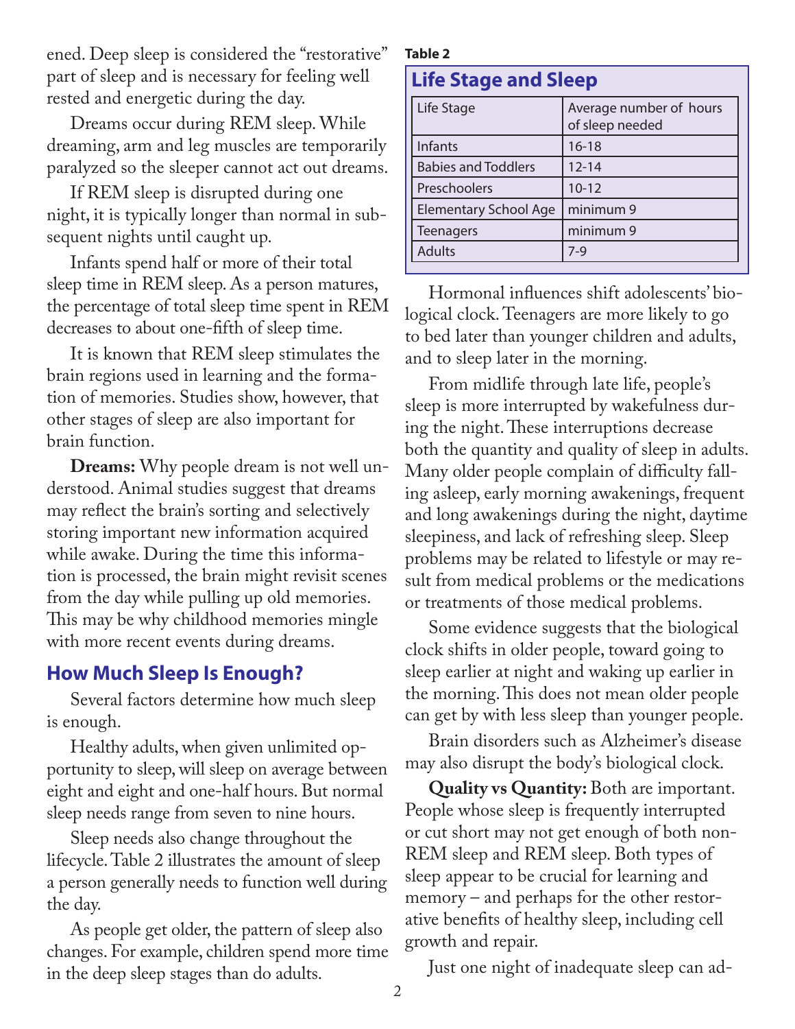ened. Deep sleep is considered the "restorative" part of sleep and is necessary for feeling well rested and energetic during the day.

Dreams occur during REM sleep. While dreaming, arm and leg muscles are temporarily paralyzed so the sleeper cannot act out dreams.

If REM sleep is disrupted during one night, it is typically longer than normal in subsequent nights until caught up.

Infants spend half or more of their total sleep time in REM sleep. As a person matures, the percentage of total sleep time spent in REM decreases to about one-fifth of sleep time.

It is known that REM sleep stimulates the brain regions used in learning and the formation of memories. Studies show, however, that other stages of sleep are also important for brain function.

**Dreams:** Why people dream is not well understood. Animal studies suggest that dreams may reflect the brain's sorting and selectively storing important new information acquired while awake. During the time this information is processed, the brain might revisit scenes from the day while pulling up old memories. This may be why childhood memories mingle with more recent events during dreams.

## How Much Sleep Is Enough?

Several factors determine how much sleep is enough.

Healthy adults, when given unlimited opportunity to sleep, will sleep on average between eight and eight and one-half hours. But normal sleep needs range from seven to nine hours.

Sleep needs also change throughout the lifecycle. Table 2 illustrates the amount of sleep a person generally needs to function well during the day.

As people get older, the pattern of sleep also changes. For example, children spend more time in the deep sleep stages than do adults.

**Table 2**

**Life Stage and Sleep**

| Life Stage | Average number of hours of sleep needed |
|---|---|
| Infants | 16-18 |
| Babies and Toddlers | 12-14 |
| Preschoolers | 10-12 |
| Elementary School Age | minimum 9 |
| Teenagers | minimum 9 |
| Adults | 7-9 |

Hormonal influences shift adolescents' biological clock. Teenagers are more likely to go to bed later than younger children and adults, and to sleep later in the morning.

From midlife through late life, people's sleep is more interrupted by wakefulness during the night. These interruptions decrease both the quantity and quality of sleep in adults. Many older people complain of difficulty falling asleep, early morning awakenings, frequent and long awakenings during the night, daytime sleepiness, and lack of refreshing sleep. Sleep problems may be related to lifestyle or may result from medical problems or the medications or treatments of those medical problems.

Some evidence suggests that the biological clock shifts in older people, toward going to sleep earlier at night and waking up earlier in the morning. This does not mean older people can get by with less sleep than younger people.

Brain disorders such as Alzheimer's disease may also disrupt the body's biological clock.

**Quality vs Quantity:** Both are important. People whose sleep is frequently interrupted or cut short may not get enough of both non-REM sleep and REM sleep. Both types of sleep appear to be crucial for learning and memory – and perhaps for the other restorative benefits of healthy sleep, including cell growth and repair.

Just one night of inadequate sleep can ad-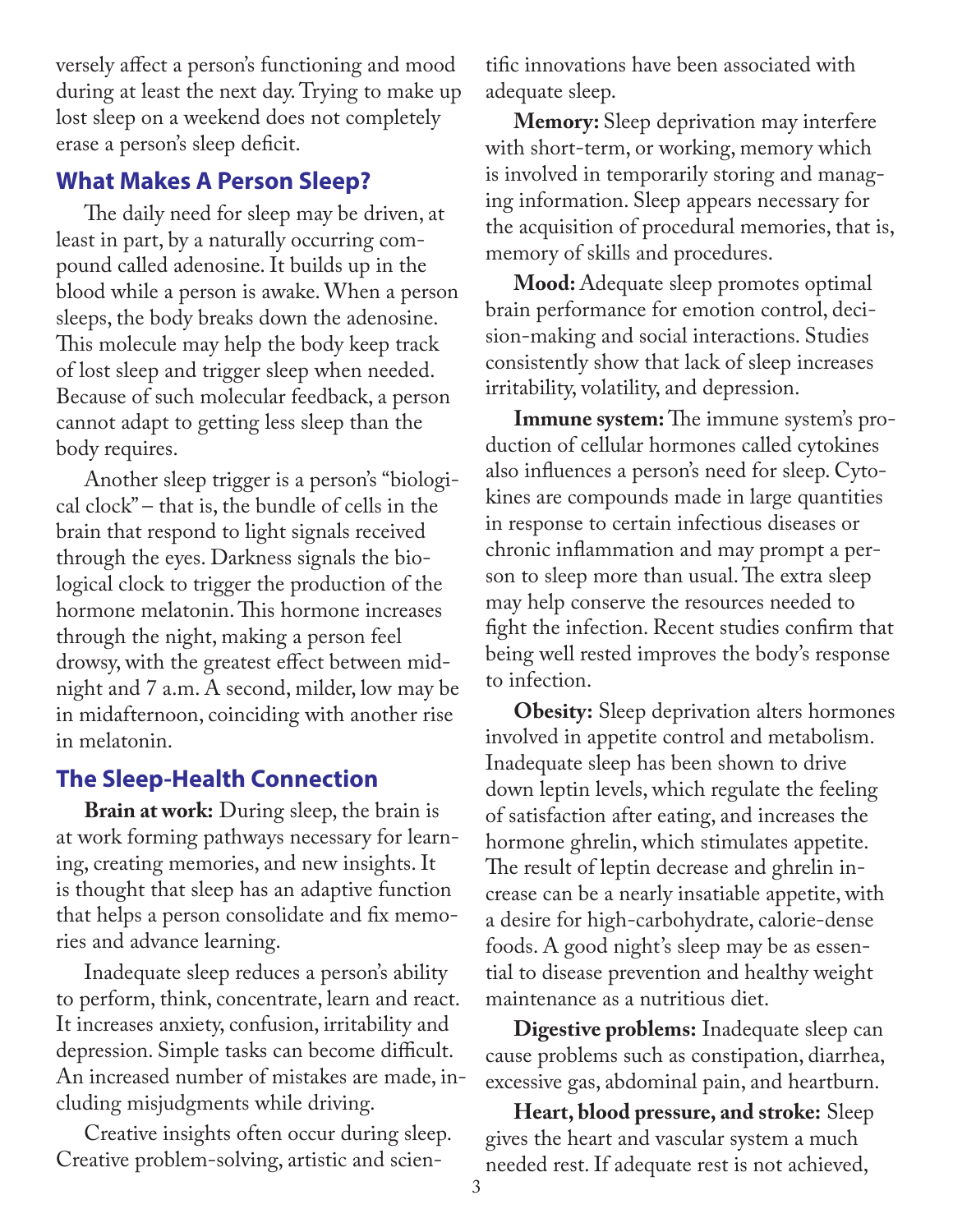versely affect a person's functioning and mood during at least the next day. Trying to make up lost sleep on a weekend does not completely erase a person's sleep deficit.

## What Makes A Person Sleep?

The daily need for sleep may be driven, at least in part, by a naturally occurring compound called adenosine. It builds up in the blood while a person is awake. When a person sleeps, the body breaks down the adenosine. This molecule may help the body keep track of lost sleep and trigger sleep when needed. Because of such molecular feedback, a person cannot adapt to getting less sleep than the body requires.

Another sleep trigger is a person's "biological clock" – that is, the bundle of cells in the brain that respond to light signals received through the eyes. Darkness signals the biological clock to trigger the production of the hormone melatonin. This hormone increases through the night, making a person feel drowsy, with the greatest effect between midnight and 7 a.m. A second, milder, low may be in midafternoon, coinciding with another rise in melatonin.

## The Sleep-Health Connection

**Brain at work:** During sleep, the brain is at work forming pathways necessary for learning, creating memories, and new insights. It is thought that sleep has an adaptive function that helps a person consolidate and fix memories and advance learning.

Inadequate sleep reduces a person's ability to perform, think, concentrate, learn and react. It increases anxiety, confusion, irritability and depression. Simple tasks can become difficult. An increased number of mistakes are made, including misjudgments while driving.

Creative insights often occur during sleep. Creative problem-solving, artistic and scientific innovations have been associated with adequate sleep.

**Memory:** Sleep deprivation may interfere with short-term, or working, memory which is involved in temporarily storing and managing information. Sleep appears necessary for the acquisition of procedural memories, that is, memory of skills and procedures.

**Mood:** Adequate sleep promotes optimal brain performance for emotion control, decision-making and social interactions. Studies consistently show that lack of sleep increases irritability, volatility, and depression.

**Immune system:** The immune system's production of cellular hormones called cytokines also influences a person's need for sleep. Cytokines are compounds made in large quantities in response to certain infectious diseases or chronic inflammation and may prompt a person to sleep more than usual. The extra sleep may help conserve the resources needed to fight the infection. Recent studies confirm that being well rested improves the body's response to infection.

**Obesity:** Sleep deprivation alters hormones involved in appetite control and metabolism. Inadequate sleep has been shown to drive down leptin levels, which regulate the feeling of satisfaction after eating, and increases the hormone ghrelin, which stimulates appetite. The result of leptin decrease and ghrelin increase can be a nearly insatiable appetite, with a desire for high-carbohydrate, calorie-dense foods. A good night's sleep may be as essential to disease prevention and healthy weight maintenance as a nutritious diet.

**Digestive problems:** Inadequate sleep can cause problems such as constipation, diarrhea, excessive gas, abdominal pain, and heartburn.

**Heart, blood pressure, and stroke:** Sleep gives the heart and vascular system a much needed rest. If adequate rest is not achieved,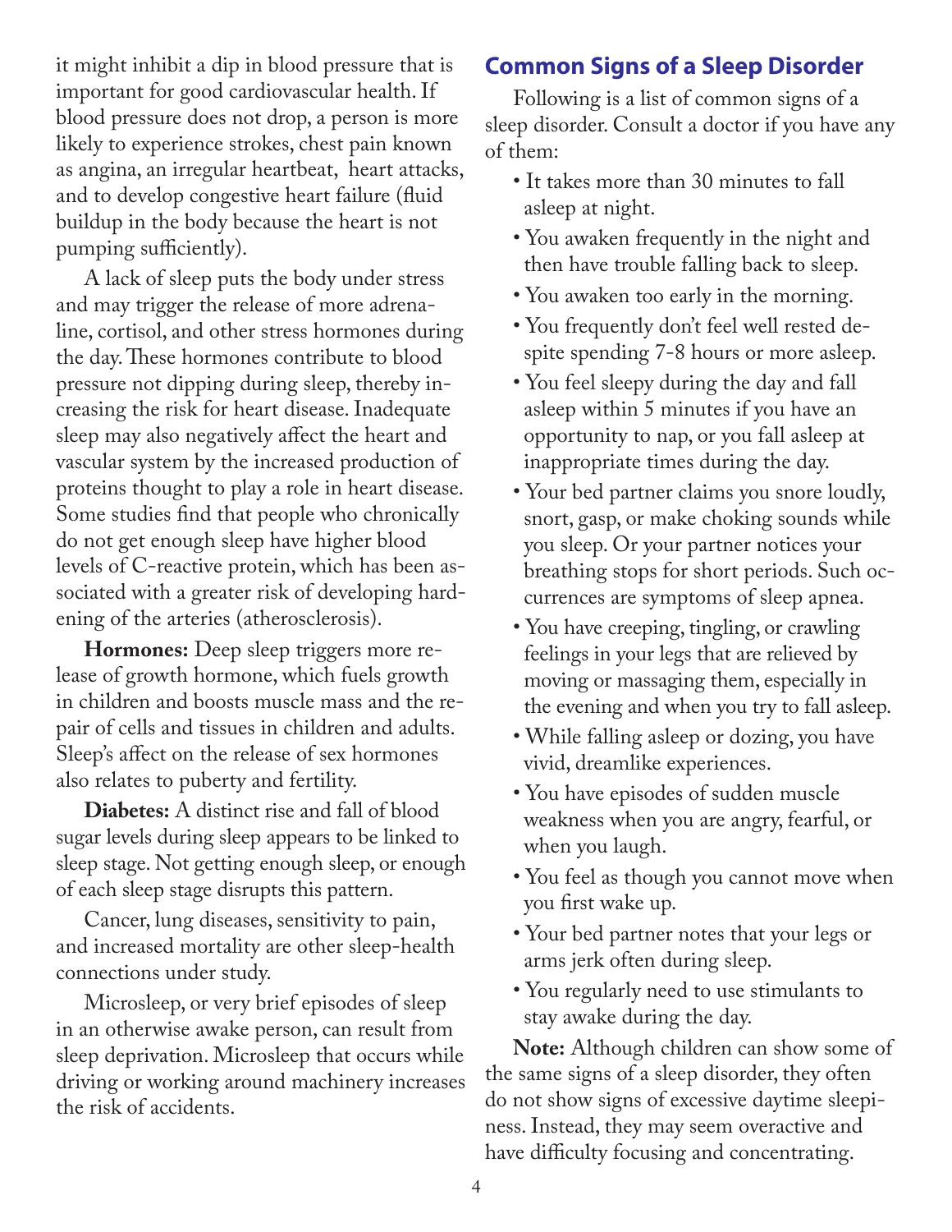it might inhibit a dip in blood pressure that is important for good cardiovascular health. If blood pressure does not drop, a person is more likely to experience strokes, chest pain known as angina, an irregular heartbeat, heart attacks, and to develop congestive heart failure (fluid buildup in the body because the heart is not pumping sufficiently).

A lack of sleep puts the body under stress and may trigger the release of more adrenaline, cortisol, and other stress hormones during the day. These hormones contribute to blood pressure not dipping during sleep, thereby increasing the risk for heart disease. Inadequate sleep may also negatively affect the heart and vascular system by the increased production of proteins thought to play a role in heart disease. Some studies find that people who chronically do not get enough sleep have higher blood levels of C-reactive protein, which has been associated with a greater risk of developing hardening of the arteries (atherosclerosis).

**Hormones:** Deep sleep triggers more release of growth hormone, which fuels growth in children and boosts muscle mass and the repair of cells and tissues in children and adults. Sleep's affect on the release of sex hormones also relates to puberty and fertility.

**Diabetes:** A distinct rise and fall of blood sugar levels during sleep appears to be linked to sleep stage. Not getting enough sleep, or enough of each sleep stage disrupts this pattern.

Cancer, lung diseases, sensitivity to pain, and increased mortality are other sleep-health connections under study.

Microsleep, or very brief episodes of sleep in an otherwise awake person, can result from sleep deprivation. Microsleep that occurs while driving or working around machinery increases the risk of accidents.

## Common Signs of a Sleep Disorder

Following is a list of common signs of a sleep disorder. Consult a doctor if you have any of them:

- It takes more than 30 minutes to fall asleep at night.
- You awaken frequently in the night and then have trouble falling back to sleep.
- You awaken too early in the morning.
- You frequently don't feel well rested despite spending 7-8 hours or more asleep.
- You feel sleepy during the day and fall asleep within 5 minutes if you have an opportunity to nap, or you fall asleep at inappropriate times during the day.
- Your bed partner claims you snore loudly, snort, gasp, or make choking sounds while you sleep. Or your partner notices your breathing stops for short periods. Such occurrences are symptoms of sleep apnea.
- You have creeping, tingling, or crawling feelings in your legs that are relieved by moving or massaging them, especially in the evening and when you try to fall asleep.
- While falling asleep or dozing, you have vivid, dreamlike experiences.
- You have episodes of sudden muscle weakness when you are angry, fearful, or when you laugh.
- You feel as though you cannot move when you first wake up.
- Your bed partner notes that your legs or arms jerk often during sleep.
- You regularly need to use stimulants to stay awake during the day.

**Note:** Although children can show some of the same signs of a sleep disorder, they often do not show signs of excessive daytime sleepiness. Instead, they may seem overactive and have difficulty focusing and concentrating.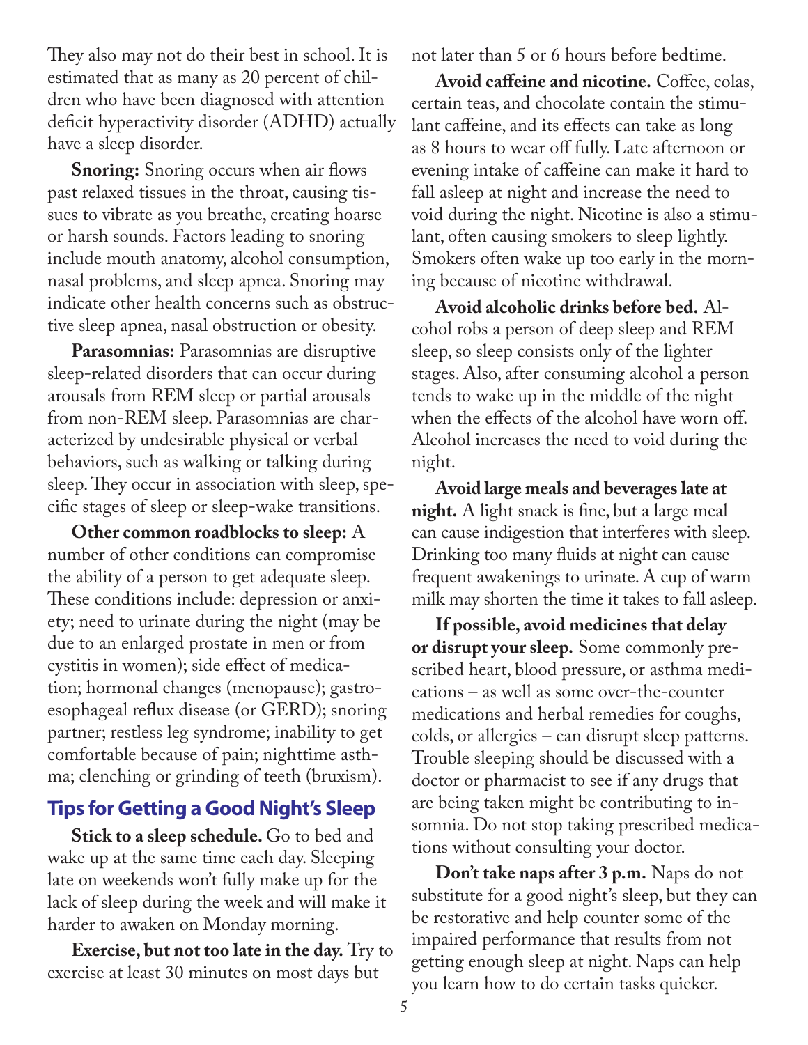They also may not do their best in school. It is estimated that as many as 20 percent of children who have been diagnosed with attention deficit hyperactivity disorder (ADHD) actually have a sleep disorder.

**Snoring:** Snoring occurs when air flows past relaxed tissues in the throat, causing tissues to vibrate as you breathe, creating hoarse or harsh sounds. Factors leading to snoring include mouth anatomy, alcohol consumption, nasal problems, and sleep apnea. Snoring may indicate other health concerns such as obstructive sleep apnea, nasal obstruction or obesity.

**Parasomnias:** Parasomnias are disruptive sleep-related disorders that can occur during arousals from REM sleep or partial arousals from non-REM sleep. Parasomnias are characterized by undesirable physical or verbal behaviors, such as walking or talking during sleep. They occur in association with sleep, specific stages of sleep or sleep-wake transitions.

**Other common roadblocks to sleep:** A number of other conditions can compromise the ability of a person to get adequate sleep. These conditions include: depression or anxiety; need to urinate during the night (may be due to an enlarged prostate in men or from cystitis in women); side effect of medication; hormonal changes (menopause); gastroesophageal reflux disease (or GERD); snoring partner; restless leg syndrome; inability to get comfortable because of pain; nighttime asthma; clenching or grinding of teeth (bruxism).

## Tips for Getting a Good Night's Sleep

**Stick to a sleep schedule.** Go to bed and wake up at the same time each day. Sleeping late on weekends won't fully make up for the lack of sleep during the week and will make it harder to awaken on Monday morning.

**Exercise, but not too late in the day.** Try to exercise at least 30 minutes on most days but not later than 5 or 6 hours before bedtime.

**Avoid caffeine and nicotine.** Coffee, colas, certain teas, and chocolate contain the stimulant caffeine, and its effects can take as long as 8 hours to wear off fully. Late afternoon or evening intake of caffeine can make it hard to fall asleep at night and increase the need to void during the night. Nicotine is also a stimulant, often causing smokers to sleep lightly. Smokers often wake up too early in the morning because of nicotine withdrawal.

**Avoid alcoholic drinks before bed.** Alcohol robs a person of deep sleep and REM sleep, so sleep consists only of the lighter stages. Also, after consuming alcohol a person tends to wake up in the middle of the night when the effects of the alcohol have worn off. Alcohol increases the need to void during the night.

**Avoid large meals and beverages late at night.** A light snack is fine, but a large meal can cause indigestion that interferes with sleep. Drinking too many fluids at night can cause frequent awakenings to urinate. A cup of warm milk may shorten the time it takes to fall asleep.

**If possible, avoid medicines that delay or disrupt your sleep.** Some commonly prescribed heart, blood pressure, or asthma medications – as well as some over-the-counter medications and herbal remedies for coughs, colds, or allergies – can disrupt sleep patterns. Trouble sleeping should be discussed with a doctor or pharmacist to see if any drugs that are being taken might be contributing to insomnia. Do not stop taking prescribed medications without consulting your doctor.

**Don't take naps after 3 p.m.** Naps do not substitute for a good night's sleep, but they can be restorative and help counter some of the impaired performance that results from not getting enough sleep at night. Naps can help you learn how to do certain tasks quicker.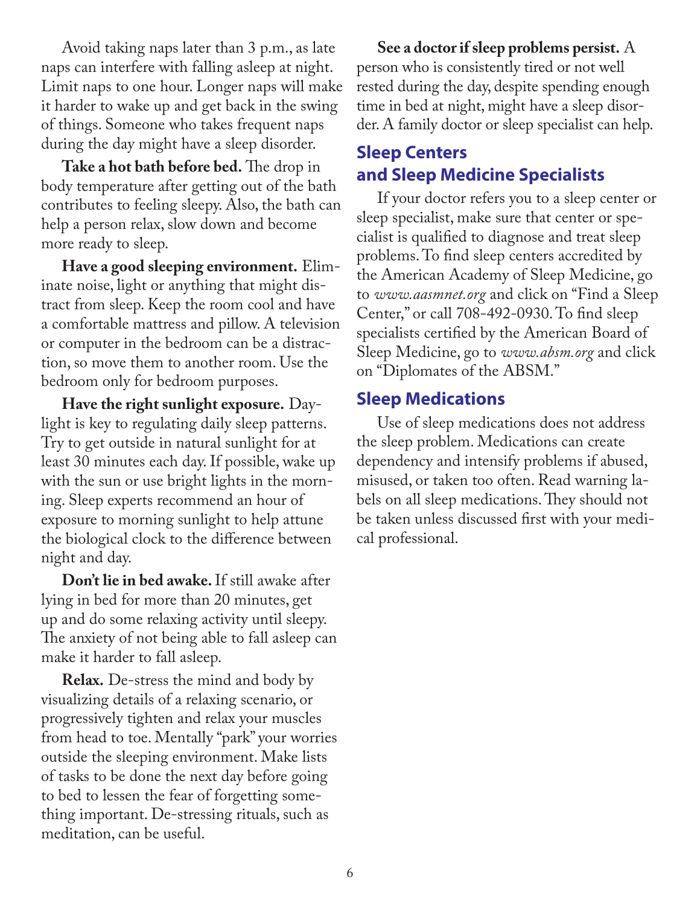Avoid taking naps later than 3 p.m., as late naps can interfere with falling asleep at night. Limit naps to one hour. Longer naps will make it harder to wake up and get back in the swing of things. Someone who takes frequent naps during the day might have a sleep disorder.

**Take a hot bath before bed.** The drop in body temperature after getting out of the bath contributes to feeling sleepy. Also, the bath can help a person relax, slow down and become more ready to sleep.

**Have a good sleeping environment.** Eliminate noise, light or anything that might distract from sleep. Keep the room cool and have a comfortable mattress and pillow. A television or computer in the bedroom can be a distraction, so move them to another room. Use the bedroom only for bedroom purposes.

**Have the right sunlight exposure.** Daylight is key to regulating daily sleep patterns. Try to get outside in natural sunlight for at least 30 minutes each day. If possible, wake up with the sun or use bright lights in the morning. Sleep experts recommend an hour of exposure to morning sunlight to help attune the biological clock to the difference between night and day.

**Don't lie in bed awake.** If still awake after lying in bed for more than 20 minutes, get up and do some relaxing activity until sleepy. The anxiety of not being able to fall asleep can make it harder to fall asleep.

**Relax.** De-stress the mind and body by visualizing details of a relaxing scenario, or progressively tighten and relax your muscles from head to toe. Mentally "park" your worries outside the sleeping environment. Make lists of tasks to be done the next day before going to bed to lessen the fear of forgetting something important. De-stressing rituals, such as meditation, can be useful.

**See a doctor if sleep problems persist.** A person who is consistently tired or not well rested during the day, despite spending enough time in bed at night, might have a sleep disorder. A family doctor or sleep specialist can help.

## Sleep Centers and Sleep Medicine Specialists

If your doctor refers you to a sleep center or sleep specialist, make sure that center or specialist is qualified to diagnose and treat sleep problems. To find sleep centers accredited by the American Academy of Sleep Medicine, go to *www.aasmnet.org* and click on "Find a Sleep Center," or call 708-492-0930. To find sleep specialists certified by the American Board of Sleep Medicine, go to *www.absm.org* and click on "Diplomates of the ABSM."

## Sleep Medications

Use of sleep medications does not address the sleep problem. Medications can create dependency and intensify problems if abused, misused, or taken too often. Read warning labels on all sleep medications. They should not be taken unless discussed first with your medical professional.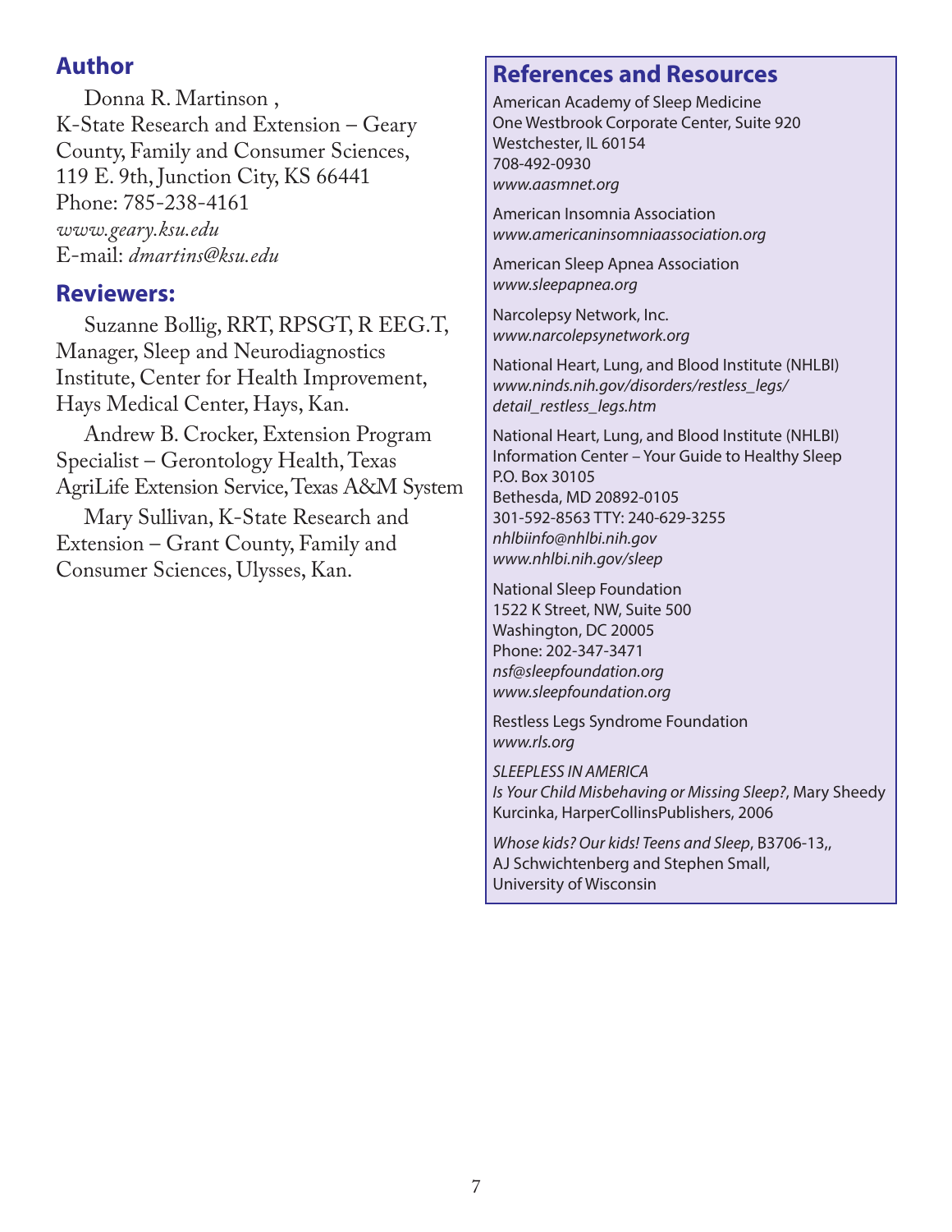## Author

Donna R. Martinson ,
K-State Research and Extension – Geary County, Family and Consumer Sciences, 119 E. 9th, Junction City, KS 66441
Phone: 785-238-4161
*www.geary.ksu.edu*
E-mail: *dmartins@ksu.edu*

## Reviewers:

Suzanne Bollig, RRT, RPSGT, R EEG.T, Manager, Sleep and Neurodiagnostics Institute, Center for Health Improvement, Hays Medical Center, Hays, Kan.

Andrew B. Crocker, Extension Program Specialist – Gerontology Health, Texas AgriLife Extension Service, Texas A&M System

Mary Sullivan, K-State Research and Extension – Grant County, Family and Consumer Sciences, Ulysses, Kan.

## References and Resources

American Academy of Sleep Medicine
One Westbrook Corporate Center, Suite 920
Westchester, IL 60154
708-492-0930
*www.aasmnet.org*

American Insomnia Association
*www.americaninsomniaassociation.org*

American Sleep Apnea Association
*www.sleepapnea.org*

Narcolepsy Network, Inc.
*www.narcolepsynetwork.org*

National Heart, Lung, and Blood Institute (NHLBI)
*www.ninds.nih.gov/disorders/restless_legs/detail_restless_legs.htm*

National Heart, Lung, and Blood Institute (NHLBI) Information Center – Your Guide to Healthy Sleep
P.O. Box 30105
Bethesda, MD 20892-0105
301-592-8563 TTY: 240-629-3255
*nhlbiinfo@nhlbi.nih.gov*
*www.nhlbi.nih.gov/sleep*

National Sleep Foundation
1522 K Street, NW, Suite 500
Washington, DC 20005
Phone: 202-347-3471
*nsf@sleepfoundation.org*
*www.sleepfoundation.org*

Restless Legs Syndrome Foundation
*www.rls.org*

*SLEEPLESS IN AMERICA*
*Is Your Child Misbehaving or Missing Sleep?*, Mary Sheedy Kurcinka, HarperCollinsPublishers, 2006

*Whose kids? Our kids! Teens and Sleep*, B3706-13,, AJ Schwichtenberg and Stephen Small, University of Wisconsin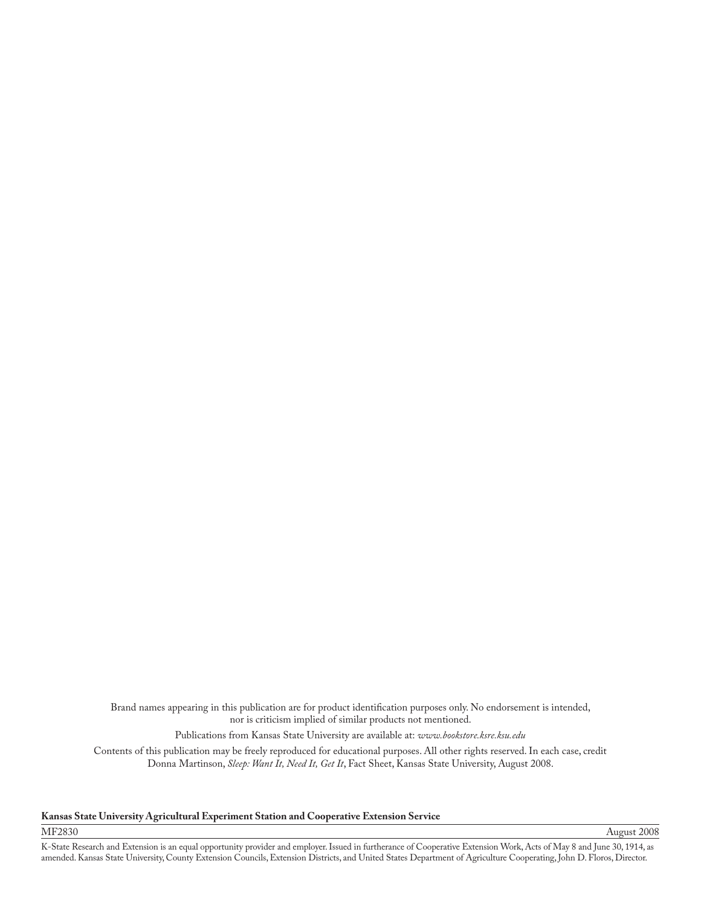Brand names appearing in this publication are for product identification purposes only. No endorsement is intended, nor is criticism implied of similar products not mentioned.

Publications from Kansas State University are available at: *www.bookstore.ksre.ksu.edu*

Contents of this publication may be freely reproduced for educational purposes. All other rights reserved. In each case, credit Donna Martinson, *Sleep: Want It, Need It, Get It*, Fact Sheet, Kansas State University, August 2008.

**Kansas State University Agricultural Experiment Station and Cooperative Extension Service**

MF2830 August 2008

K-State Research and Extension is an equal opportunity provider and employer. Issued in furtherance of Cooperative Extension Work, Acts of May 8 and June 30, 1914, as amended. Kansas State University, County Extension Councils, Extension Districts, and United States Department of Agriculture Cooperating, John D. Floros, Director.